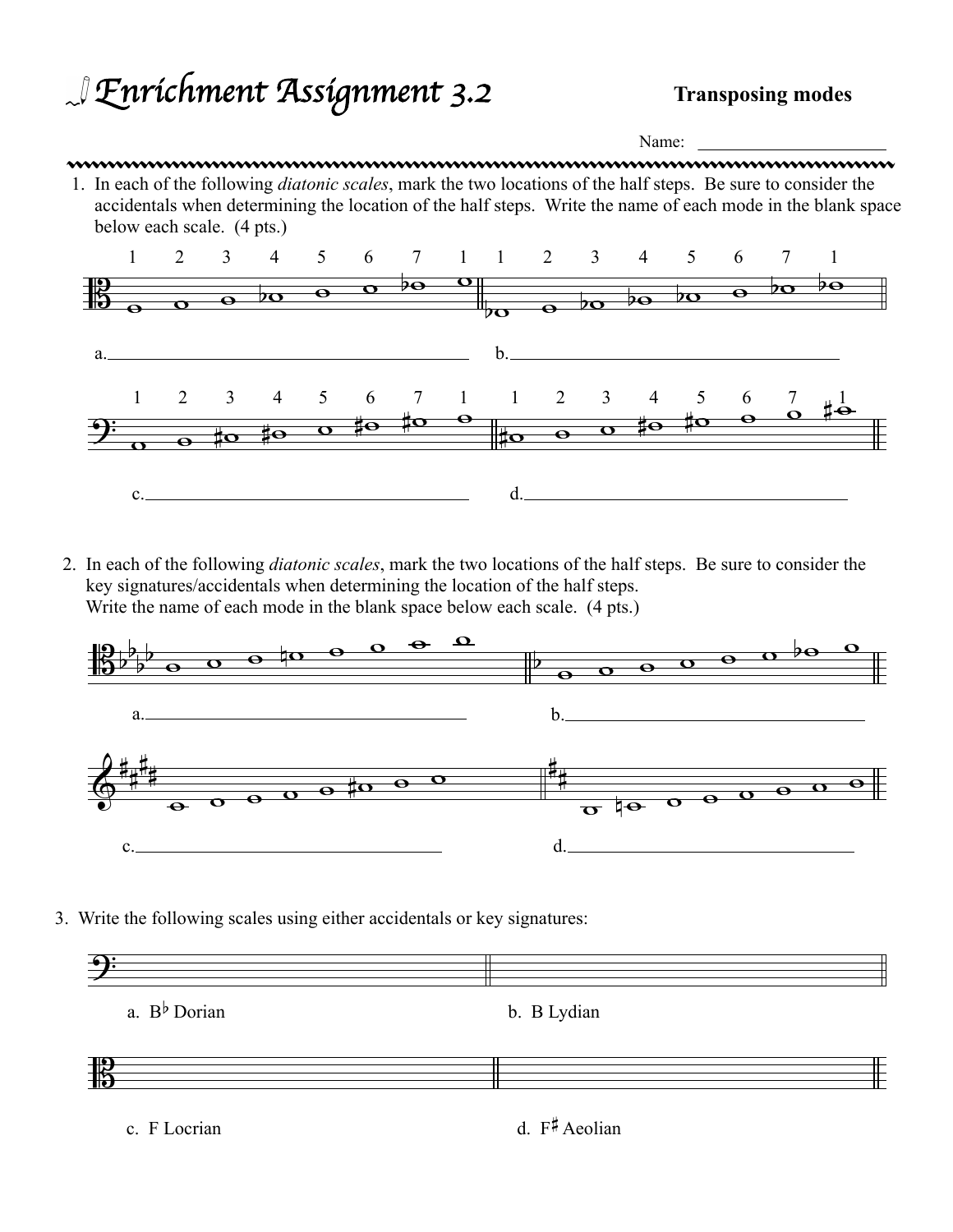# Enrichment Assignment 3.2

**Transposing modes**

Name: ____________________

1. In each of the following *diatonic scales*, mark the two locations of the half steps. Be sure to consider the accidentals when determining the location of the half steps. Write the name of each mode in the blank space below each scale. (4 pts.)

1 2 3 4 5 6 7 1 1 2 3 4 5 6 7 1

a.______________________________ b.______________________________

1 2 3 4 5 6 7 1 1 2 3 4 5 6 7 1

c.______________________________ d.______________________________

2. In each of the following *diatonic scales*, mark the two locations of the half steps. Be sure to consider the key signatures/accidentals when determining the location of the half steps. Write the name of each mode in the blank space below each scale. (4 pts.)

a.______________________________ b.______________________________

c.______________________________ d.______________________________

3. Write the following scales using either accidentals or key signatures:

a. B♭ Dorian

b. B Lydian

c. F Locrian

d. F♯ Aeolian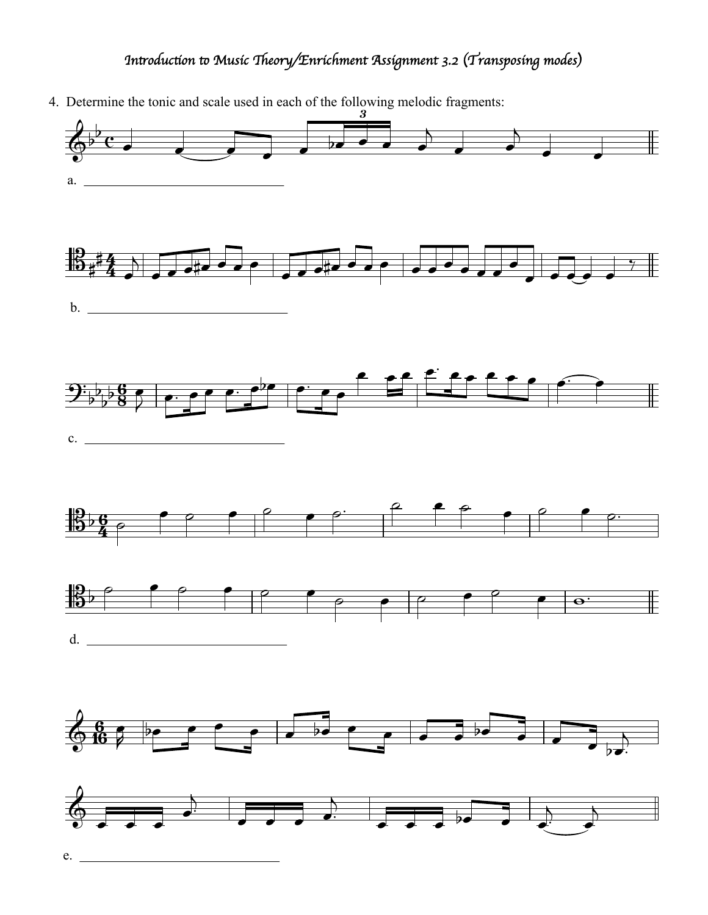*Introduction to Music Theory/Enrichment Assignment 3.2 (Transposing modes)*

4. Determine the tonic and scale used in each of the following melodic fragments:

a. ______________________________

b. ______________________________

c. ______________________________

d. ______________________________

e. ______________________________